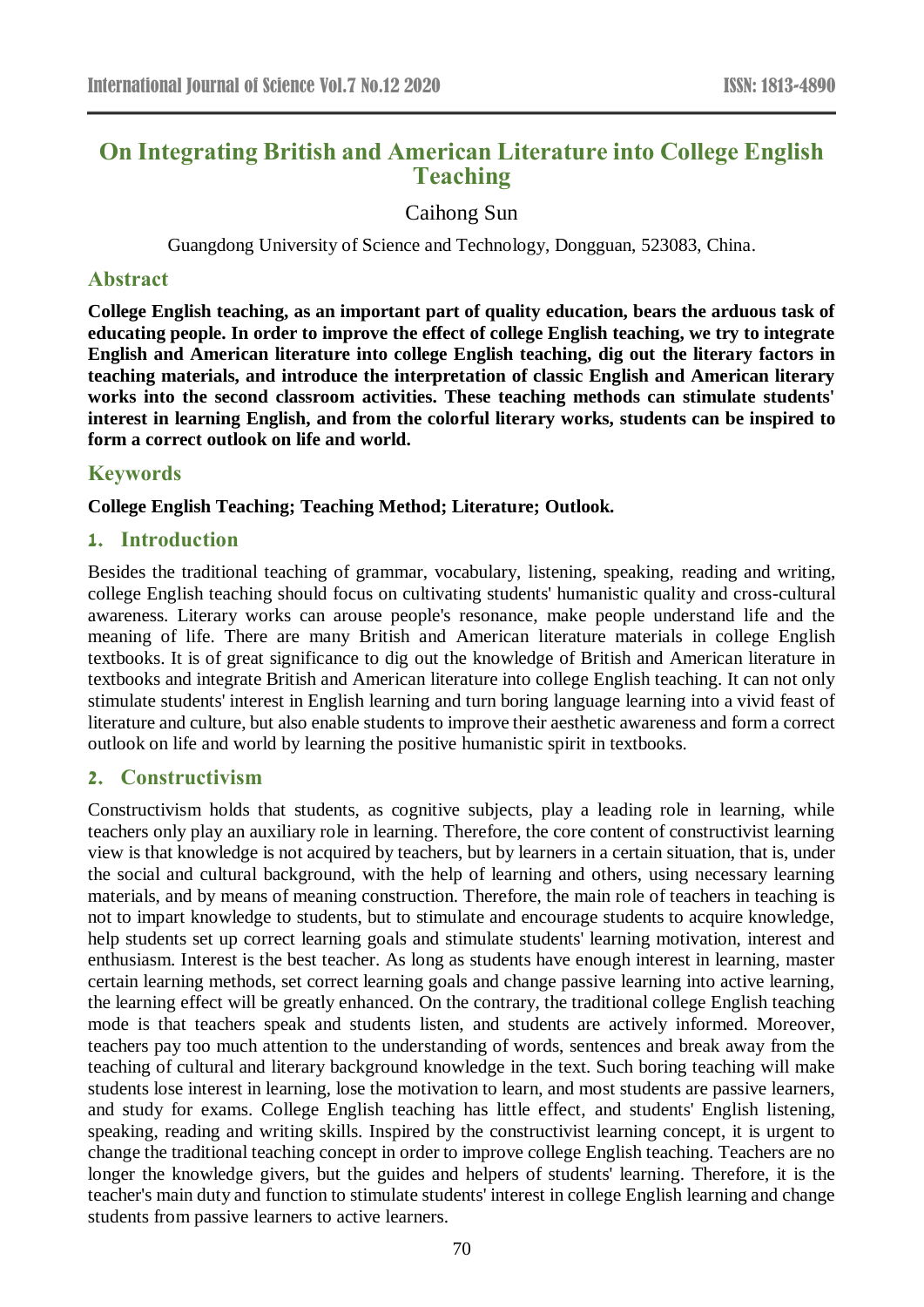# On Integrating British and American Literature into College English Teaching

Caihong Sun

Guangdong University of Science and Technology, Dongguan, 523083, China.

## Abstract

**College English teaching, as an important part of quality education, bears the arduous task of educating people. In order to improve the effect of college English teaching, we try to integrate English and American literature into college English teaching, dig out the literary factors in teaching materials, and introduce the interpretation of classic English and American literary works into the second classroom activities. These teaching methods can stimulate students' interest in learning English, and from the colorful literary works, students can be inspired to form a correct outlook on life and world.**

## Keywords

**College English Teaching; Teaching Method; Literature; Outlook.**

## 1. Introduction

Besides the traditional teaching of grammar, vocabulary, listening, speaking, reading and writing, college English teaching should focus on cultivating students' humanistic quality and cross-cultural awareness. Literary works can arouse people's resonance, make people understand life and the meaning of life. There are many British and American literature materials in college English textbooks. It is of great significance to dig out the knowledge of British and American literature in textbooks and integrate British and American literature into college English teaching. It can not only stimulate students' interest in English learning and turn boring language learning into a vivid feast of literature and culture, but also enable students to improve their aesthetic awareness and form a correct outlook on life and world by learning the positive humanistic spirit in textbooks.

## 2. Constructivism

Constructivism holds that students, as cognitive subjects, play a leading role in learning, while teachers only play an auxiliary role in learning. Therefore, the core content of constructivist learning view is that knowledge is not acquired by teachers, but by learners in a certain situation, that is, under the social and cultural background, with the help of learning and others, using necessary learning materials, and by means of meaning construction. Therefore, the main role of teachers in teaching is not to impart knowledge to students, but to stimulate and encourage students to acquire knowledge, help students set up correct learning goals and stimulate students' learning motivation, interest and enthusiasm. Interest is the best teacher. As long as students have enough interest in learning, master certain learning methods, set correct learning goals and change passive learning into active learning, the learning effect will be greatly enhanced. On the contrary, the traditional college English teaching mode is that teachers speak and students listen, and students are actively informed. Moreover, teachers pay too much attention to the understanding of words, sentences and break away from the teaching of cultural and literary background knowledge in the text. Such boring teaching will make students lose interest in learning, lose the motivation to learn, and most students are passive learners, and study for exams. College English teaching has little effect, and students' English listening, speaking, reading and writing skills. Inspired by the constructivist learning concept, it is urgent to change the traditional teaching concept in order to improve college English teaching. Teachers are no longer the knowledge givers, but the guides and helpers of students' learning. Therefore, it is the teacher's main duty and function to stimulate students' interest in college English learning and change students from passive learners to active learners.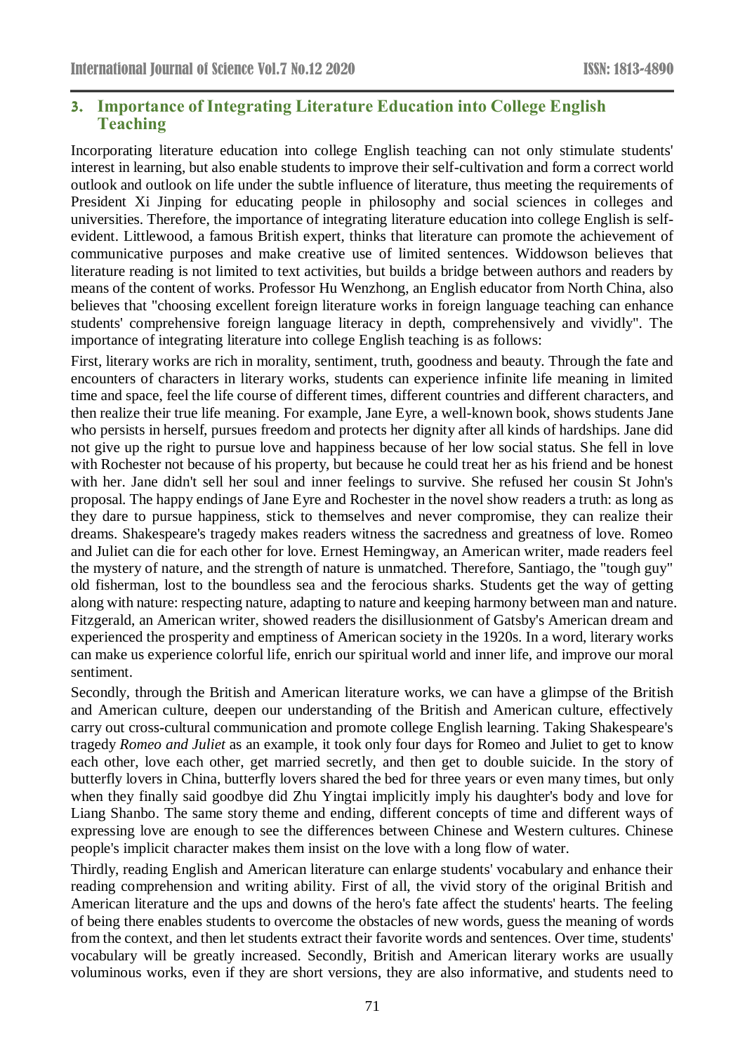## 3. Importance of Integrating Literature Education into College English Teaching

Incorporating literature education into college English teaching can not only stimulate students' interest in learning, but also enable students to improve their self-cultivation and form a correct world outlook and outlook on life under the subtle influence of literature, thus meeting the requirements of President Xi Jinping for educating people in philosophy and social sciences in colleges and universities. Therefore, the importance of integrating literature education into college English is self-evident. Littlewood, a famous British expert, thinks that literature can promote the achievement of communicative purposes and make creative use of limited sentences. Widdowson believes that literature reading is not limited to text activities, but builds a bridge between authors and readers by means of the content of works. Professor Hu Wenzhong, an English educator from North China, also believes that "choosing excellent foreign literature works in foreign language teaching can enhance students' comprehensive foreign language literacy in depth, comprehensively and vividly". The importance of integrating literature into college English teaching is as follows:

First, literary works are rich in morality, sentiment, truth, goodness and beauty. Through the fate and encounters of characters in literary works, students can experience infinite life meaning in limited time and space, feel the life course of different times, different countries and different characters, and then realize their true life meaning. For example, Jane Eyre, a well-known book, shows students Jane who persists in herself, pursues freedom and protects her dignity after all kinds of hardships. Jane did not give up the right to pursue love and happiness because of her low social status. She fell in love with Rochester not because of his property, but because he could treat her as his friend and be honest with her. Jane didn't sell her soul and inner feelings to survive. She refused her cousin St John's proposal. The happy endings of Jane Eyre and Rochester in the novel show readers a truth: as long as they dare to pursue happiness, stick to themselves and never compromise, they can realize their dreams. Shakespeare's tragedy makes readers witness the sacredness and greatness of love. Romeo and Juliet can die for each other for love. Ernest Hemingway, an American writer, made readers feel the mystery of nature, and the strength of nature is unmatched. Therefore, Santiago, the "tough guy" old fisherman, lost to the boundless sea and the ferocious sharks. Students get the way of getting along with nature: respecting nature, adapting to nature and keeping harmony between man and nature. Fitzgerald, an American writer, showed readers the disillusionment of Gatsby's American dream and experienced the prosperity and emptiness of American society in the 1920s. In a word, literary works can make us experience colorful life, enrich our spiritual world and inner life, and improve our moral sentiment.

Secondly, through the British and American literature works, we can have a glimpse of the British and American culture, deepen our understanding of the British and American culture, effectively carry out cross-cultural communication and promote college English learning. Taking Shakespeare's tragedy *Romeo and Juliet* as an example, it took only four days for Romeo and Juliet to get to know each other, love each other, get married secretly, and then get to double suicide. In the story of butterfly lovers in China, butterfly lovers shared the bed for three years or even many times, but only when they finally said goodbye did Zhu Yingtai implicitly imply his daughter's body and love for Liang Shanbo. The same story theme and ending, different concepts of time and different ways of expressing love are enough to see the differences between Chinese and Western cultures. Chinese people's implicit character makes them insist on the love with a long flow of water.

Thirdly, reading English and American literature can enlarge students' vocabulary and enhance their reading comprehension and writing ability. First of all, the vivid story of the original British and American literature and the ups and downs of the hero's fate affect the students' hearts. The feeling of being there enables students to overcome the obstacles of new words, guess the meaning of words from the context, and then let students extract their favorite words and sentences. Over time, students' vocabulary will be greatly increased. Secondly, British and American literary works are usually voluminous works, even if they are short versions, they are also informative, and students need to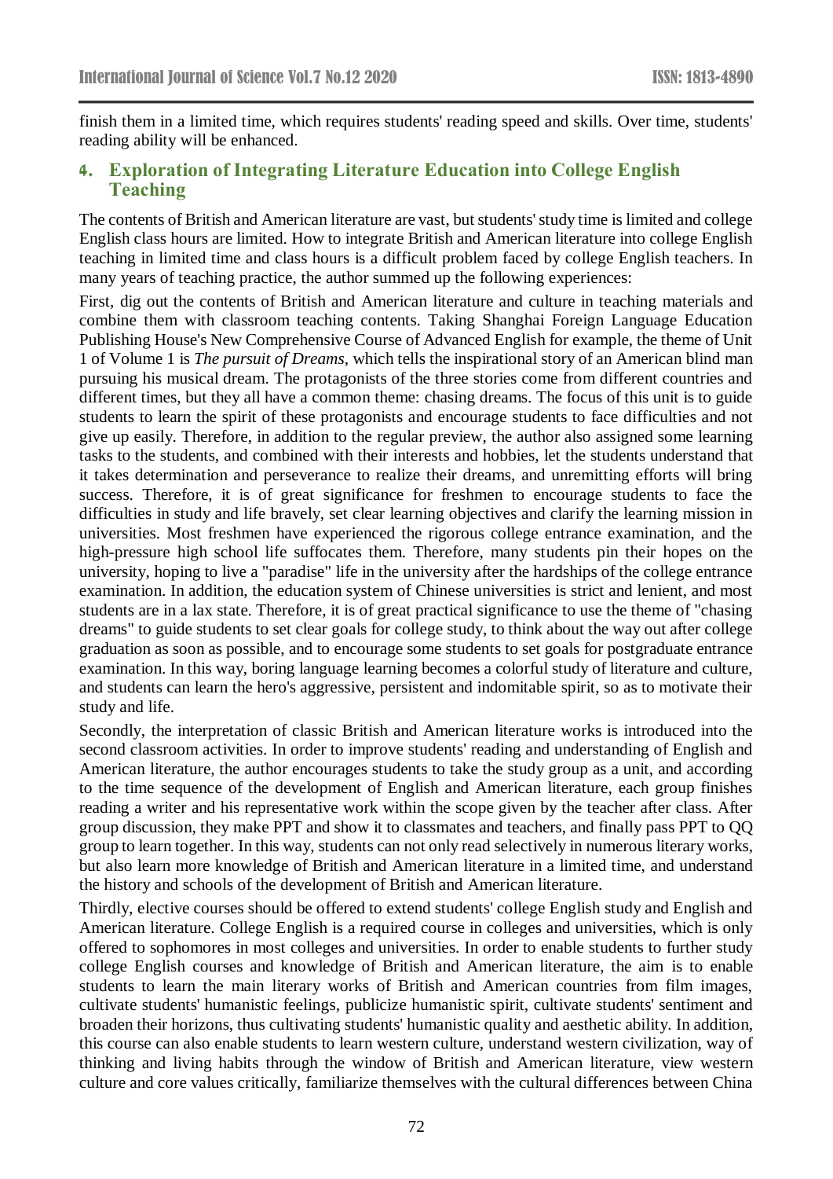finish them in a limited time, which requires students' reading speed and skills. Over time, students' reading ability will be enhanced.

## 4. Exploration of Integrating Literature Education into College English Teaching

The contents of British and American literature are vast, but students' study time is limited and college English class hours are limited. How to integrate British and American literature into college English teaching in limited time and class hours is a difficult problem faced by college English teachers. In many years of teaching practice, the author summed up the following experiences:

First, dig out the contents of British and American literature and culture in teaching materials and combine them with classroom teaching contents. Taking Shanghai Foreign Language Education Publishing House's New Comprehensive Course of Advanced English for example, the theme of Unit 1 of Volume 1 is *The pursuit of Dreams*, which tells the inspirational story of an American blind man pursuing his musical dream. The protagonists of the three stories come from different countries and different times, but they all have a common theme: chasing dreams. The focus of this unit is to guide students to learn the spirit of these protagonists and encourage students to face difficulties and not give up easily. Therefore, in addition to the regular preview, the author also assigned some learning tasks to the students, and combined with their interests and hobbies, let the students understand that it takes determination and perseverance to realize their dreams, and unremitting efforts will bring success. Therefore, it is of great significance for freshmen to encourage students to face the difficulties in study and life bravely, set clear learning objectives and clarify the learning mission in universities. Most freshmen have experienced the rigorous college entrance examination, and the high-pressure high school life suffocates them. Therefore, many students pin their hopes on the university, hoping to live a "paradise" life in the university after the hardships of the college entrance examination. In addition, the education system of Chinese universities is strict and lenient, and most students are in a lax state. Therefore, it is of great practical significance to use the theme of "chasing dreams" to guide students to set clear goals for college study, to think about the way out after college graduation as soon as possible, and to encourage some students to set goals for postgraduate entrance examination. In this way, boring language learning becomes a colorful study of literature and culture, and students can learn the hero's aggressive, persistent and indomitable spirit, so as to motivate their study and life.

Secondly, the interpretation of classic British and American literature works is introduced into the second classroom activities. In order to improve students' reading and understanding of English and American literature, the author encourages students to take the study group as a unit, and according to the time sequence of the development of English and American literature, each group finishes reading a writer and his representative work within the scope given by the teacher after class. After group discussion, they make PPT and show it to classmates and teachers, and finally pass PPT to QQ group to learn together. In this way, students can not only read selectively in numerous literary works, but also learn more knowledge of British and American literature in a limited time, and understand the history and schools of the development of British and American literature.

Thirdly, elective courses should be offered to extend students' college English study and English and American literature. College English is a required course in colleges and universities, which is only offered to sophomores in most colleges and universities. In order to enable students to further study college English courses and knowledge of British and American literature, the aim is to enable students to learn the main literary works of British and American countries from film images, cultivate students' humanistic feelings, publicize humanistic spirit, cultivate students' sentiment and broaden their horizons, thus cultivating students' humanistic quality and aesthetic ability. In addition, this course can also enable students to learn western culture, understand western civilization, way of thinking and living habits through the window of British and American literature, view western culture and core values critically, familiarize themselves with the cultural differences between China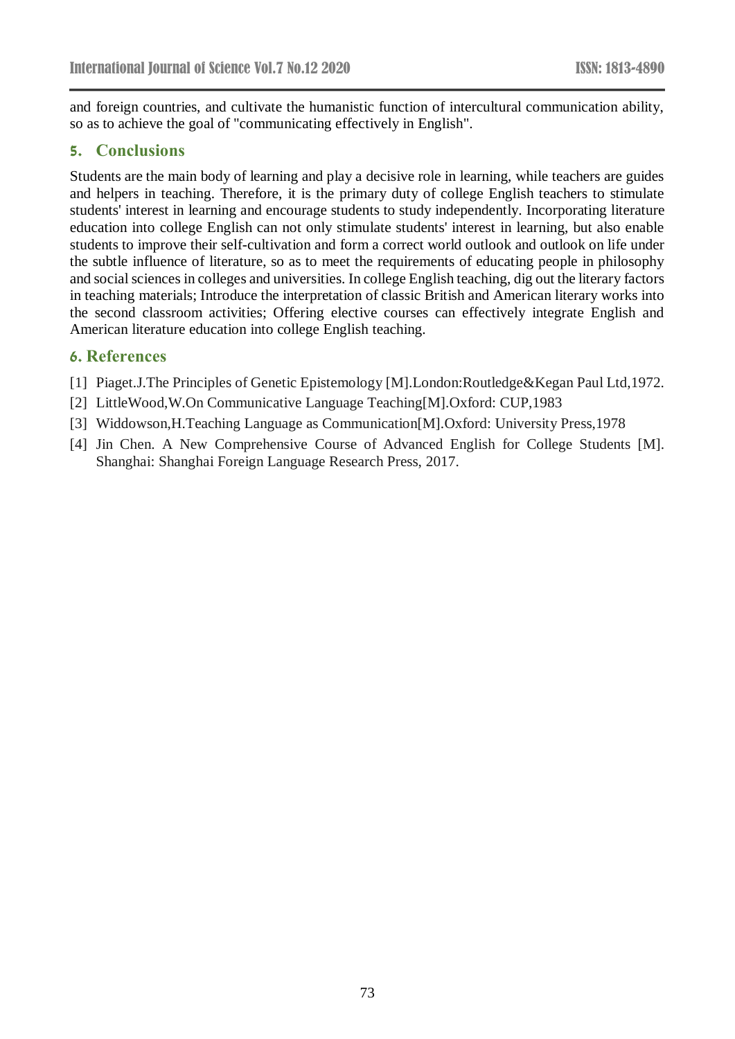and foreign countries, and cultivate the humanistic function of intercultural communication ability, so as to achieve the goal of "communicating effectively in English".

## 5. Conclusions

Students are the main body of learning and play a decisive role in learning, while teachers are guides and helpers in teaching. Therefore, it is the primary duty of college English teachers to stimulate students' interest in learning and encourage students to study independently. Incorporating literature education into college English can not only stimulate students' interest in learning, but also enable students to improve their self-cultivation and form a correct world outlook and outlook on life under the subtle influence of literature, so as to meet the requirements of educating people in philosophy and social sciences in colleges and universities. In college English teaching, dig out the literary factors in teaching materials; Introduce the interpretation of classic British and American literary works into the second classroom activities; Offering elective courses can effectively integrate English and American literature education into college English teaching.

## 6. References

[1] Piaget.J.The Principles of Genetic Epistemology [M].London:Routledge&Kegan Paul Ltd,1972.

[2] LittleWood,W.On Communicative Language Teaching[M].Oxford: CUP,1983

[3] Widdowson,H.Teaching Language as Communication[M].Oxford: University Press,1978

[4] Jin Chen. A New Comprehensive Course of Advanced English for College Students [M]. Shanghai: Shanghai Foreign Language Research Press, 2017.